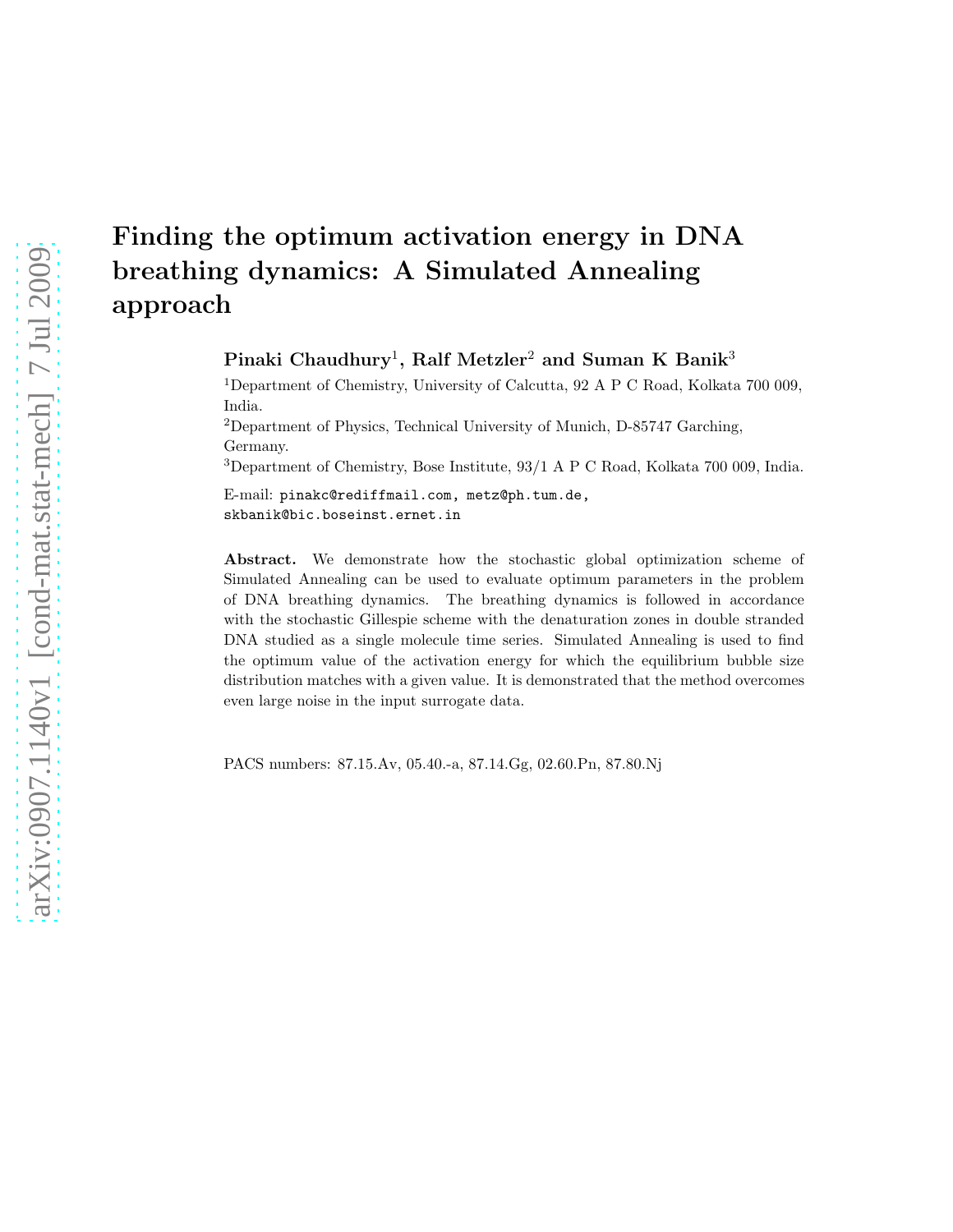# Finding the optimum activation energy in DNA breathing dynamics: A Simulated Annealing approach

**Pinaki Chaudhury[1], Ralf Metzler[2] and Suman K Banik[3]**

[1]Department of Chemistry, University of Calcutta, 92 A P C Road, Kolkata 700 009, India.

[2]Department of Physics, Technical University of Munich, D-85747 Garching, Germany.

[3]Department of Chemistry, Bose Institute, 93/1 A P C Road, Kolkata 700 009, India.

E-mail: pinakc@rediffmail.com, metz@ph.tum.de, skbanik@bic.boseinst.ernet.in

**Abstract.** We demonstrate how the stochastic global optimization scheme of Simulated Annealing can be used to evaluate optimum parameters in the problem of DNA breathing dynamics. The breathing dynamics is followed in accordance with the stochastic Gillespie scheme with the denaturation zones in double stranded DNA studied as a single molecule time series. Simulated Annealing is used to find the optimum value of the activation energy for which the equilibrium bubble size distribution matches with a given value. It is demonstrated that the method overcomes even large noise in the input surrogate data.

PACS numbers: 87.15.Av, 05.40.-a, 87.14.Gg, 02.60.Pn, 87.80.Nj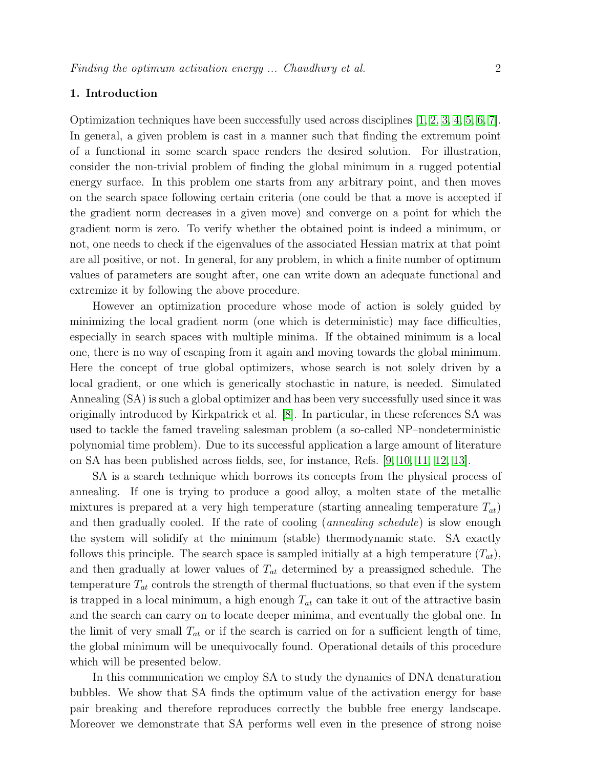## 1. Introduction

Optimization techniques have been successfully used across disciplines [1, 2, 3, 4, 5, 6, 7]. In general, a given problem is cast in a manner such that finding the extremum point of a functional in some search space renders the desired solution. For illustration, consider the non-trivial problem of finding the global minimum in a rugged potential energy surface. In this problem one starts from any arbitrary point, and then moves on the search space following certain criteria (one could be that a move is accepted if the gradient norm decreases in a given move) and converge on a point for which the gradient norm is zero. To verify whether the obtained point is indeed a minimum, or not, one needs to check if the eigenvalues of the associated Hessian matrix at that point are all positive, or not. In general, for any problem, in which a finite number of optimum values of parameters are sought after, one can write down an adequate functional and extremize it by following the above procedure.

However an optimization procedure whose mode of action is solely guided by minimizing the local gradient norm (one which is deterministic) may face difficulties, especially in search spaces with multiple minima. If the obtained minimum is a local one, there is no way of escaping from it again and moving towards the global minimum. Here the concept of true global optimizers, whose search is not solely driven by a local gradient, or one which is generically stochastic in nature, is needed. Simulated Annealing (SA) is such a global optimizer and has been very successfully used since it was originally introduced by Kirkpatrick et al. [8]. In particular, in these references SA was used to tackle the famed traveling salesman problem (a so-called NP–nondeterministic polynomial time problem). Due to its successful application a large amount of literature on SA has been published across fields, see, for instance, Refs. [9, 10, 11, 12, 13].

SA is a search technique which borrows its concepts from the physical process of annealing. If one is trying to produce a good alloy, a molten state of the metallic mixtures is prepared at a very high temperature (starting annealing temperature $T_{at}$) and then gradually cooled. If the rate of cooling (*annealing schedule*) is slow enough the system will solidify at the minimum (stable) thermodynamic state. SA exactly follows this principle. The search space is sampled initially at a high temperature ($T_{at}$), and then gradually at lower values of $T_{at}$ determined by a preassigned schedule. The temperature $T_{at}$ controls the strength of thermal fluctuations, so that even if the system is trapped in a local minimum, a high enough $T_{at}$ can take it out of the attractive basin and the search can carry on to locate deeper minima, and eventually the global one. In the limit of very small $T_{at}$ or if the search is carried on for a sufficient length of time, the global minimum will be unequivocally found. Operational details of this procedure which will be presented below.

In this communication we employ SA to study the dynamics of DNA denaturation bubbles. We show that SA finds the optimum value of the activation energy for base pair breaking and therefore reproduces correctly the bubble free energy landscape. Moreover we demonstrate that SA performs well even in the presence of strong noise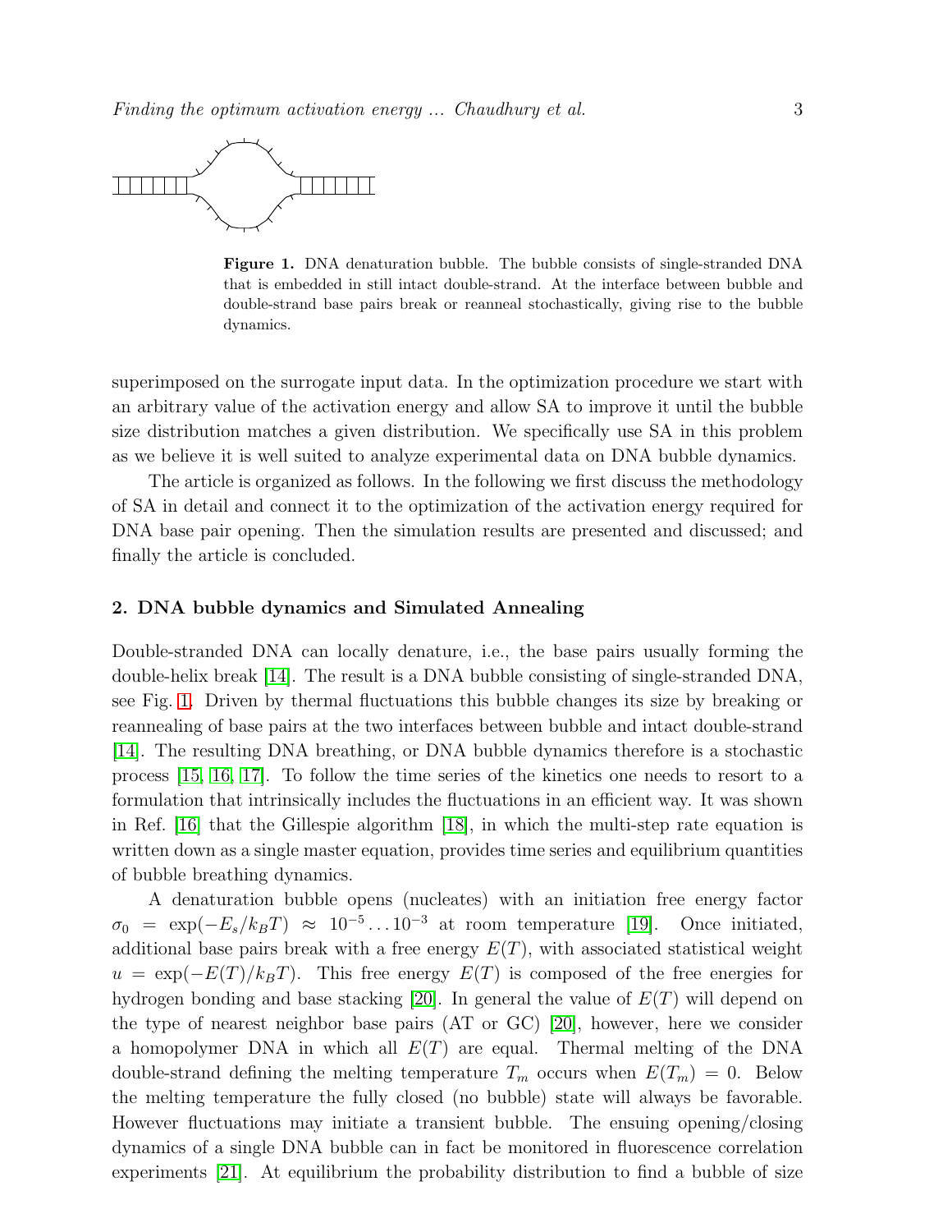**Figure 1.** DNA denaturation bubble. The bubble consists of single-stranded DNA that is embedded in still intact double-strand. At the interface between bubble and double-strand base pairs break or reanneal stochastically, giving rise to the bubble dynamics.

superimposed on the surrogate input data. In the optimization procedure we start with an arbitrary value of the activation energy and allow SA to improve it until the bubble size distribution matches a given distribution. We specifically use SA in this problem as we believe it is well suited to analyze experimental data on DNA bubble dynamics.

The article is organized as follows. In the following we first discuss the methodology of SA in detail and connect it to the optimization of the activation energy required for DNA base pair opening. Then the simulation results are presented and discussed; and finally the article is concluded.

## 2. DNA bubble dynamics and Simulated Annealing

Double-stranded DNA can locally denature, i.e., the base pairs usually forming the double-helix break [14]. The result is a DNA bubble consisting of single-stranded DNA, see Fig. 1. Driven by thermal fluctuations this bubble changes its size by breaking or reannealing of base pairs at the two interfaces between bubble and intact double-strand [14]. The resulting DNA breathing, or DNA bubble dynamics therefore is a stochastic process [15, 16, 17]. To follow the time series of the kinetics one needs to resort to a formulation that intrinsically includes the fluctuations in an efficient way. It was shown in Ref. [16] that the Gillespie algorithm [18], in which the multi-step rate equation is written down as a single master equation, provides time series and equilibrium quantities of bubble breathing dynamics.

A denaturation bubble opens (nucleates) with an initiation free energy factor $\sigma_0 = \exp(-E_s/k_BT) \approx 10^{-5} \ldots 10^{-3}$ at room temperature [19]. Once initiated, additional base pairs break with a free energy $E(T)$, with associated statistical weight $u = \exp(-E(T)/k_BT)$. This free energy $E(T)$ is composed of the free energies for hydrogen bonding and base stacking [20]. In general the value of $E(T)$ will depend on the type of nearest neighbor base pairs (AT or GC) [20], however, here we consider a homopolymer DNA in which all $E(T)$ are equal. Thermal melting of the DNA double-strand defining the melting temperature $T_m$ occurs when $E(T_m) = 0$. Below the melting temperature the fully closed (no bubble) state will always be favorable. However fluctuations may initiate a transient bubble. The ensuing opening/closing dynamics of a single DNA bubble can in fact be monitored in fluorescence correlation experiments [21]. At equilibrium the probability distribution to find a bubble of size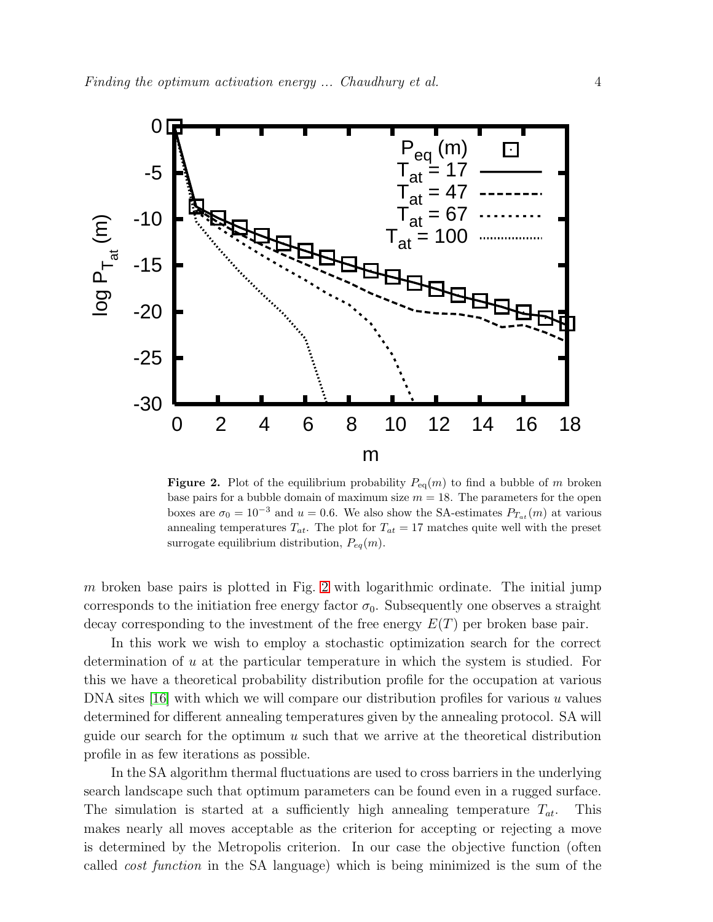**Figure 2.** Plot of the equilibrium probability $P_{\rm eq}(m)$ to find a bubble of $m$ broken base pairs for a bubble domain of maximum size $m = 18$. The parameters for the open boxes are $\sigma_0 = 10^{-3}$ and $u = 0.6$. We also show the SA-estimates $P_{T_{at}}(m)$ at various annealing temperatures $T_{at}$. The plot for $T_{at} = 17$ matches quite well with the preset surrogate equilibrium distribution, $P_{eq}(m)$.

$m$ broken base pairs is plotted in Fig. 2 with logarithmic ordinate. The initial jump corresponds to the initiation free energy factor $\sigma_0$. Subsequently one observes a straight decay corresponding to the investment of the free energy $E(T)$ per broken base pair.

In this work we wish to employ a stochastic optimization search for the correct determination of $u$ at the particular temperature in which the system is studied. For this we have a theoretical probability distribution profile for the occupation at various DNA sites [16] with which we will compare our distribution profiles for various $u$ values determined for different annealing temperatures given by the annealing protocol. SA will guide our search for the optimum $u$ such that we arrive at the theoretical distribution profile in as few iterations as possible.

In the SA algorithm thermal fluctuations are used to cross barriers in the underlying search landscape such that optimum parameters can be found even in a rugged surface. The simulation is started at a sufficiently high annealing temperature $T_{at}$. This makes nearly all moves acceptable as the criterion for accepting or rejecting a move is determined by the Metropolis criterion. In our case the objective function (often called *cost function* in the SA language) which is being minimized is the sum of the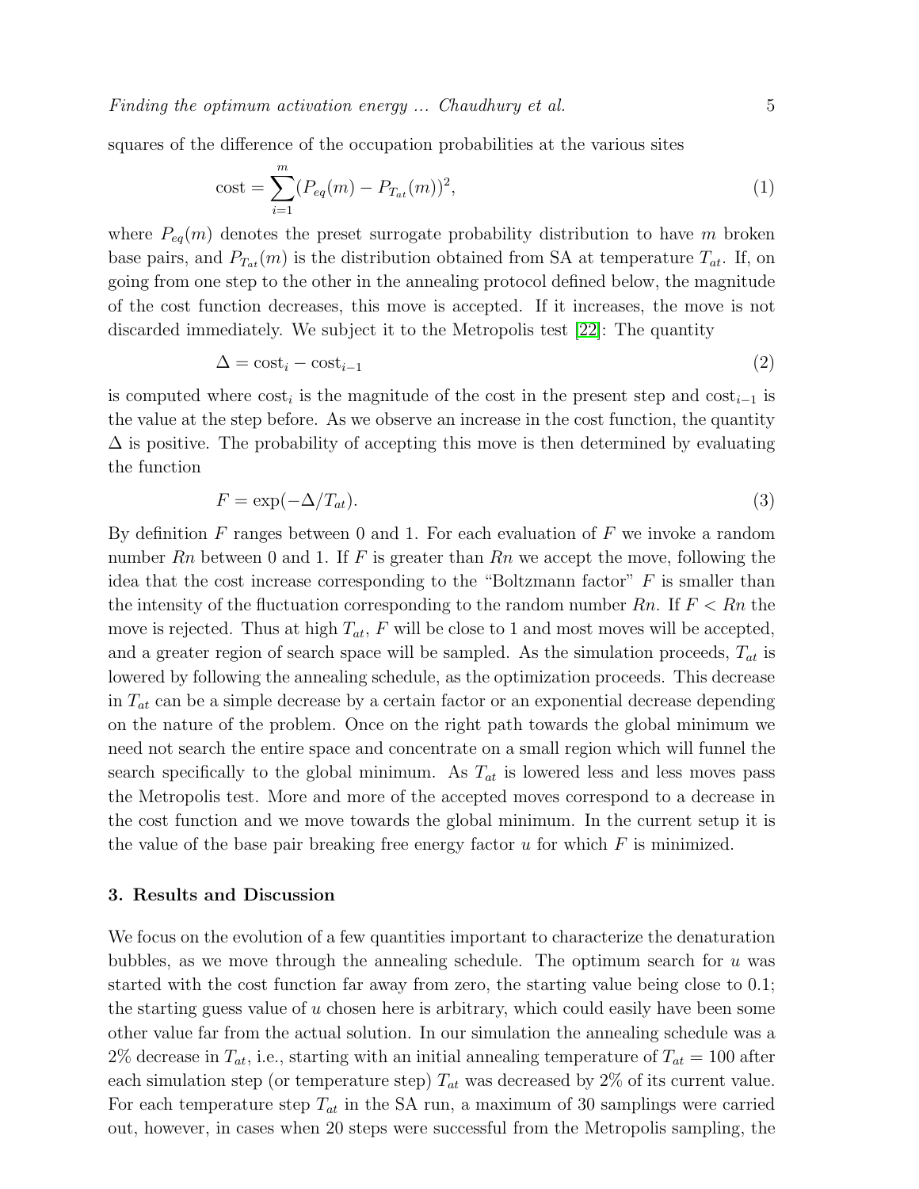squares of the difference of the occupation probabilities at the various sites

$$\text{cost} = \sum_{i=1}^{m} (P_{eq}(m) - P_{T_{at}}(m))^2, \tag{1}$$

where $P_{eq}(m)$ denotes the preset surrogate probability distribution to have $m$ broken base pairs, and $P_{T_{at}}(m)$ is the distribution obtained from SA at temperature $T_{at}$. If, on going from one step to the other in the annealing protocol defined below, the magnitude of the cost function decreases, this move is accepted. If it increases, the move is not discarded immediately. We subject it to the Metropolis test [22]: The quantity

$$\Delta = \text{cost}_i - \text{cost}_{i-1} \tag{2}$$

is computed where $\text{cost}_i$ is the magnitude of the cost in the present step and $\text{cost}_{i-1}$ is the value at the step before. As we observe an increase in the cost function, the quantity $\Delta$ is positive. The probability of accepting this move is then determined by evaluating the function

$$F = \exp(-\Delta/T_{at}). \tag{3}$$

By definition $F$ ranges between 0 and 1. For each evaluation of $F$ we invoke a random number $Rn$ between 0 and 1. If $F$ is greater than $Rn$ we accept the move, following the idea that the cost increase corresponding to the "Boltzmann factor" $F$ is smaller than the intensity of the fluctuation corresponding to the random number $Rn$. If $F < Rn$ the move is rejected. Thus at high $T_{at}$, $F$ will be close to 1 and most moves will be accepted, and a greater region of search space will be sampled. As the simulation proceeds, $T_{at}$ is lowered by following the annealing schedule, as the optimization proceeds. This decrease in $T_{at}$ can be a simple decrease by a certain factor or an exponential decrease depending on the nature of the problem. Once on the right path towards the global minimum we need not search the entire space and concentrate on a small region which will funnel the search specifically to the global minimum. As $T_{at}$ is lowered less and less moves pass the Metropolis test. More and more of the accepted moves correspond to a decrease in the cost function and we move towards the global minimum. In the current setup it is the value of the base pair breaking free energy factor $u$ for which $F$ is minimized.

## 3. Results and Discussion

We focus on the evolution of a few quantities important to characterize the denaturation bubbles, as we move through the annealing schedule. The optimum search for $u$ was started with the cost function far away from zero, the starting value being close to 0.1; the starting guess value of $u$ chosen here is arbitrary, which could easily have been some other value far from the actual solution. In our simulation the annealing schedule was a 2% decrease in $T_{at}$, i.e., starting with an initial annealing temperature of $T_{at} = 100$ after each simulation step (or temperature step) $T_{at}$ was decreased by 2% of its current value. For each temperature step $T_{at}$ in the SA run, a maximum of 30 samplings were carried out, however, in cases when 20 steps were successful from the Metropolis sampling, the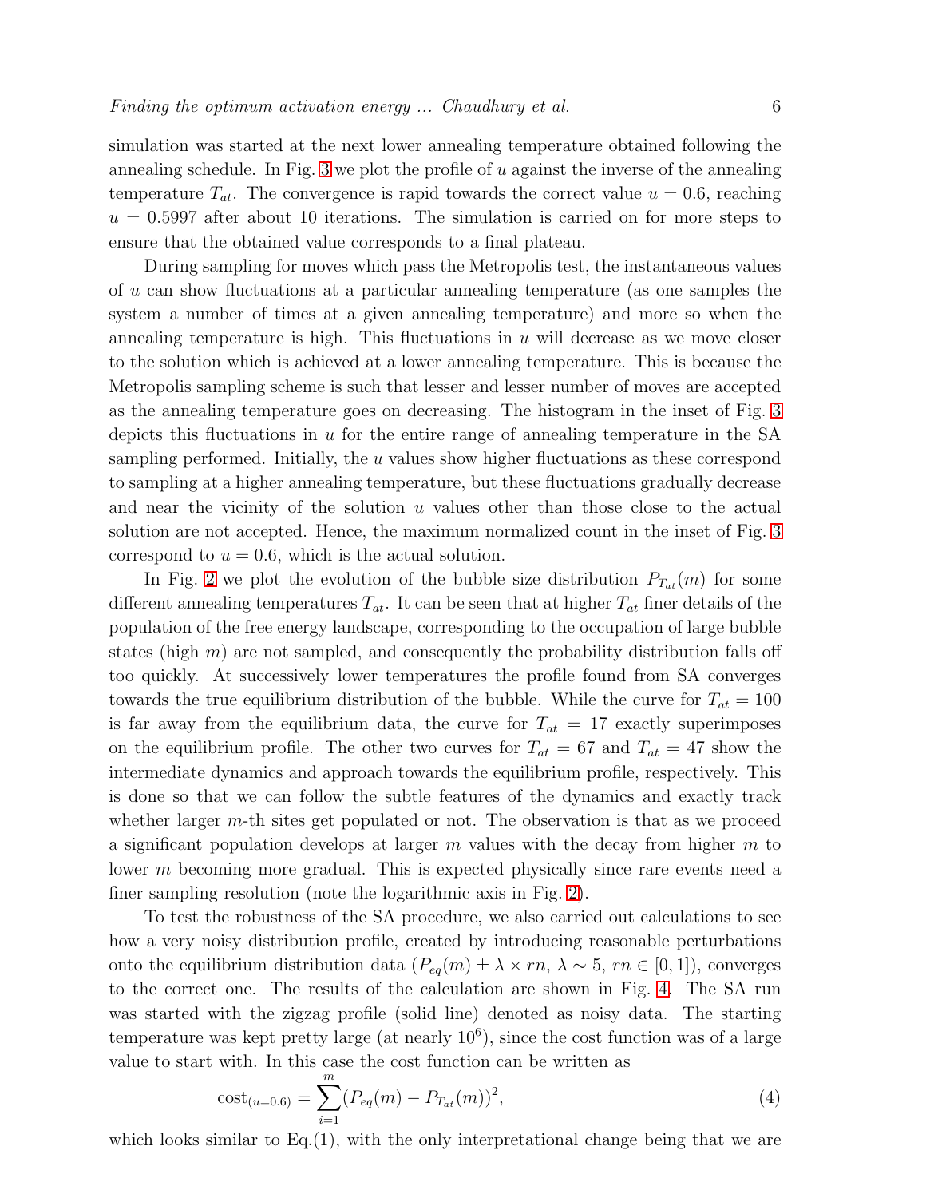simulation was started at the next lower annealing temperature obtained following the annealing schedule. In Fig. 3 we plot the profile of $u$ against the inverse of the annealing temperature $T_{at}$. The convergence is rapid towards the correct value $u = 0.6$, reaching $u = 0.5997$ after about 10 iterations. The simulation is carried on for more steps to ensure that the obtained value corresponds to a final plateau.

During sampling for moves which pass the Metropolis test, the instantaneous values of $u$ can show fluctuations at a particular annealing temperature (as one samples the system a number of times at a given annealing temperature) and more so when the annealing temperature is high. This fluctuations in $u$ will decrease as we move closer to the solution which is achieved at a lower annealing temperature. This is because the Metropolis sampling scheme is such that lesser and lesser number of moves are accepted as the annealing temperature goes on decreasing. The histogram in the inset of Fig. 3 depicts this fluctuations in $u$ for the entire range of annealing temperature in the SA sampling performed. Initially, the $u$ values show higher fluctuations as these correspond to sampling at a higher annealing temperature, but these fluctuations gradually decrease and near the vicinity of the solution $u$ values other than those close to the actual solution are not accepted. Hence, the maximum normalized count in the inset of Fig. 3 correspond to $u = 0.6$, which is the actual solution.

In Fig. 2 we plot the evolution of the bubble size distribution $P_{T_{at}}(m)$ for some different annealing temperatures $T_{at}$. It can be seen that at higher $T_{at}$ finer details of the population of the free energy landscape, corresponding to the occupation of large bubble states (high $m$) are not sampled, and consequently the probability distribution falls off too quickly. At successively lower temperatures the profile found from SA converges towards the true equilibrium distribution of the bubble. While the curve for $T_{at} = 100$ is far away from the equilibrium data, the curve for $T_{at} = 17$ exactly superimposes on the equilibrium profile. The other two curves for $T_{at} = 67$ and $T_{at} = 47$ show the intermediate dynamics and approach towards the equilibrium profile, respectively. This is done so that we can follow the subtle features of the dynamics and exactly track whether larger $m$-th sites get populated or not. The observation is that as we proceed a significant population develops at larger $m$ values with the decay from higher $m$ to lower $m$ becoming more gradual. This is expected physically since rare events need a finer sampling resolution (note the logarithmic axis in Fig. 2).

To test the robustness of the SA procedure, we also carried out calculations to see how a very noisy distribution profile, created by introducing reasonable perturbations onto the equilibrium distribution data ($P_{eq}(m) \pm \lambda \times rn$, $\lambda \sim 5$, $rn \in [0, 1]$), converges to the correct one. The results of the calculation are shown in Fig. 4. The SA run was started with the zigzag profile (solid line) denoted as noisy data. The starting temperature was kept pretty large (at nearly $10^6$), since the cost function was of a large value to start with. In this case the cost function can be written as

$$\text{cost}_{(u=0.6)} = \sum_{i=1}^{m} (P_{eq}(m) - P_{T_{at}}(m))^2, \tag{4}$$

which looks similar to Eq.(1), with the only interpretational change being that we are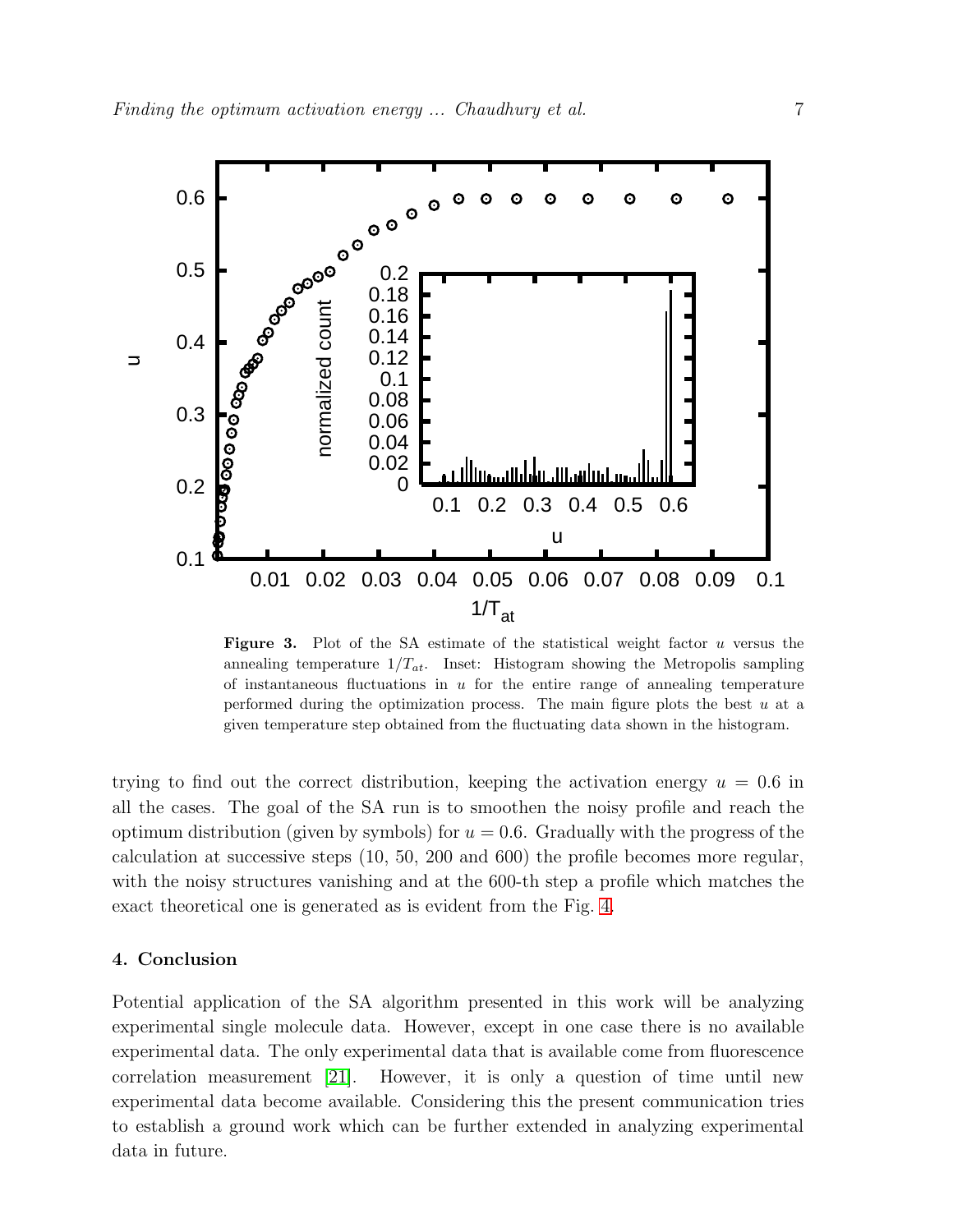**Figure 3.** Plot of the SA estimate of the statistical weight factor $u$ versus the annealing temperature $1/T_{at}$. Inset: Histogram showing the Metropolis sampling of instantaneous fluctuations in $u$ for the entire range of annealing temperature performed during the optimization process. The main figure plots the best $u$ at a given temperature step obtained from the fluctuating data shown in the histogram.

trying to find out the correct distribution, keeping the activation energy $u = 0.6$ in all the cases. The goal of the SA run is to smoothen the noisy profile and reach the optimum distribution (given by symbols) for $u = 0.6$. Gradually with the progress of the calculation at successive steps (10, 50, 200 and 600) the profile becomes more regular, with the noisy structures vanishing and at the 600-th step a profile which matches the exact theoretical one is generated as is evident from the Fig. 4.

## 4. Conclusion

Potential application of the SA algorithm presented in this work will be analyzing experimental single molecule data. However, except in one case there is no available experimental data. The only experimental data that is available come from fluorescence correlation measurement [21]. However, it is only a question of time until new experimental data become available. Considering this the present communication tries to establish a ground work which can be further extended in analyzing experimental data in future.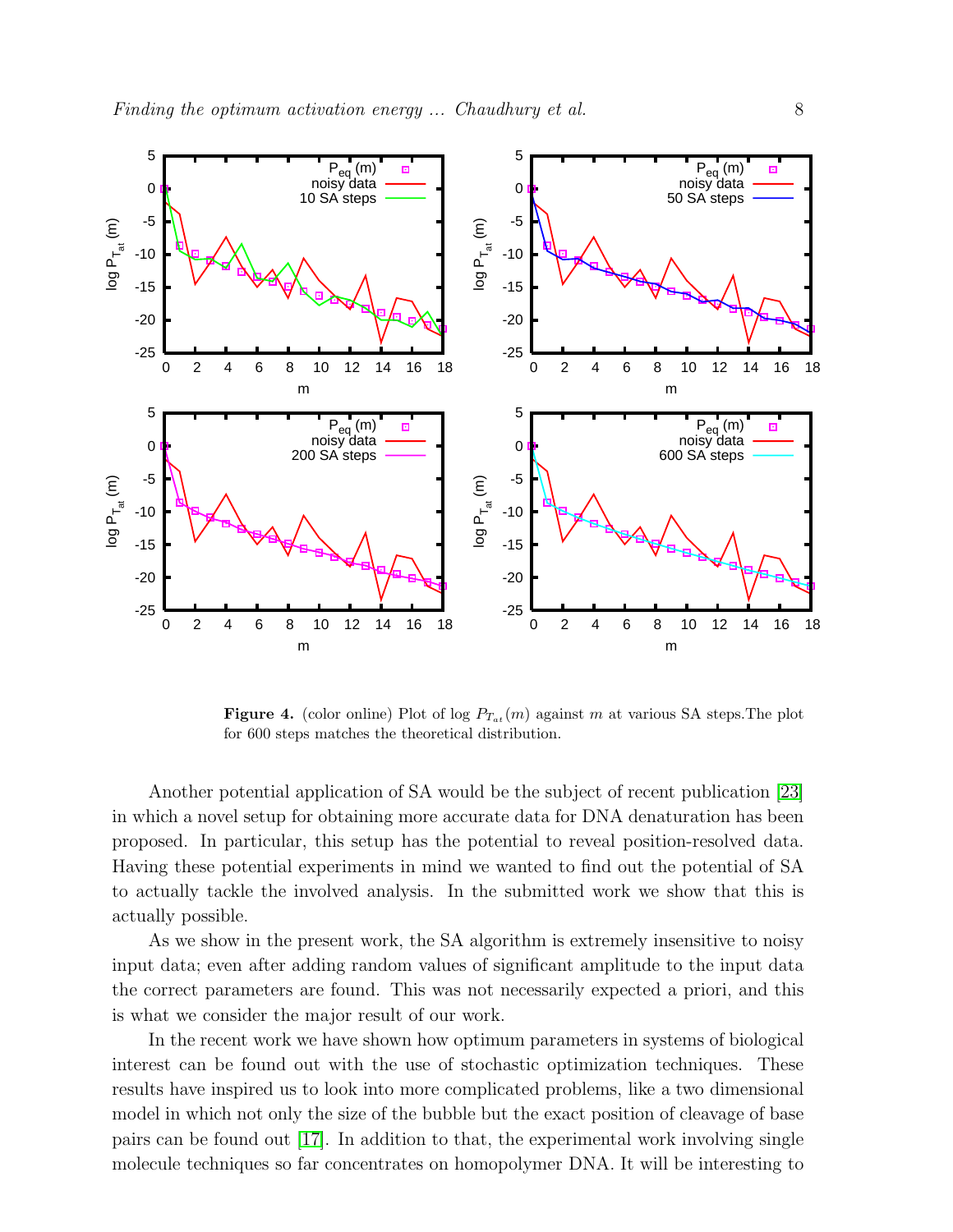**Figure 4.** (color online) Plot of log $P_{T_{at}}(m)$ against $m$ at various SA steps.The plot for 600 steps matches the theoretical distribution.

Another potential application of SA would be the subject of recent publication [23] in which a novel setup for obtaining more accurate data for DNA denaturation has been proposed. In particular, this setup has the potential to reveal position-resolved data. Having these potential experiments in mind we wanted to find out the potential of SA to actually tackle the involved analysis. In the submitted work we show that this is actually possible.

As we show in the present work, the SA algorithm is extremely insensitive to noisy input data; even after adding random values of significant amplitude to the input data the correct parameters are found. This was not necessarily expected a priori, and this is what we consider the major result of our work.

In the recent work we have shown how optimum parameters in systems of biological interest can be found out with the use of stochastic optimization techniques. These results have inspired us to look into more complicated problems, like a two dimensional model in which not only the size of the bubble but the exact position of cleavage of base pairs can be found out [17]. In addition to that, the experimental work involving single molecule techniques so far concentrates on homopolymer DNA. It will be interesting to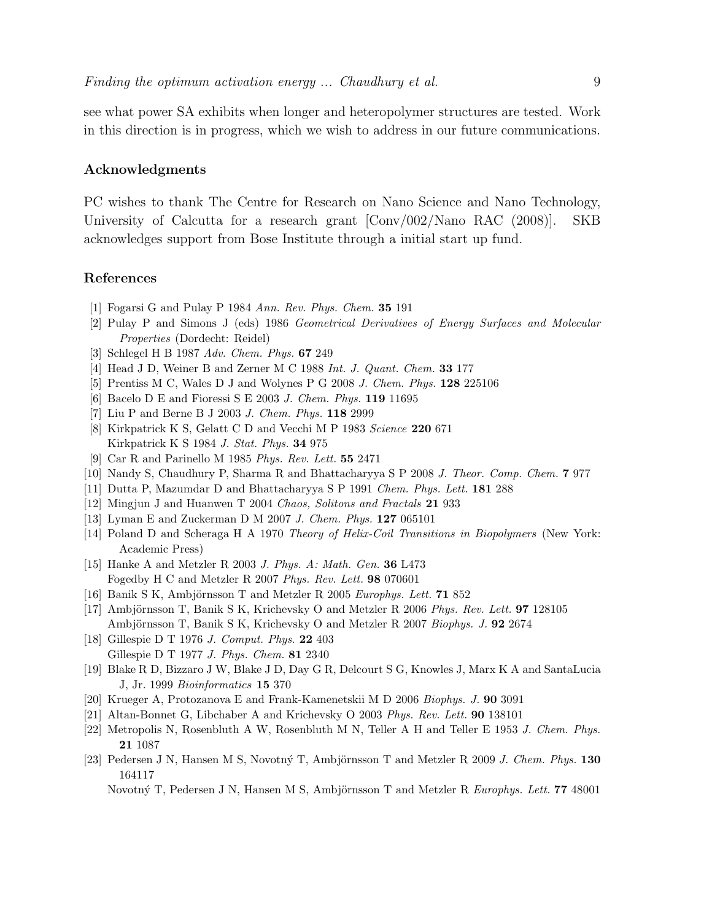see what power SA exhibits when longer and heteropolymer structures are tested. Work in this direction is in progress, which we wish to address in our future communications.

## Acknowledgments

PC wishes to thank The Centre for Research on Nano Science and Nano Technology, University of Calcutta for a research grant [Conv/002/Nano RAC (2008)]. SKB acknowledges support from Bose Institute through a initial start up fund.

## References

[1] Fogarsi G and Pulay P 1984 *Ann. Rev. Phys. Chem.* **35** 191

[2] Pulay P and Simons J (eds) 1986 *Geometrical Derivatives of Energy Surfaces and Molecular Properties* (Dordecht: Reidel)

[3] Schlegel H B 1987 *Adv. Chem. Phys.* **67** 249

[4] Head J D, Weiner B and Zerner M C 1988 *Int. J. Quant. Chem.* **33** 177

[5] Prentiss M C, Wales D J and Wolynes P G 2008 *J. Chem. Phys.* **128** 225106

[6] Bacelo D E and Fioressi S E 2003 *J. Chem. Phys.* **119** 11695

[7] Liu P and Berne B J 2003 *J. Chem. Phys.* **118** 2999

[8] Kirkpatrick K S, Gelatt C D and Vecchi M P 1983 *Science* **220** 671
Kirkpatrick K S 1984 *J. Stat. Phys.* **34** 975

[9] Car R and Parinello M 1985 *Phys. Rev. Lett.* **55** 2471

[10] Nandy S, Chaudhury P, Sharma R and Bhattacharyya S P 2008 *J. Theor. Comp. Chem.* **7** 977

[11] Dutta P, Mazumdar D and Bhattacharyya S P 1991 *Chem. Phys. Lett.* **181** 288

[12] Mingjun J and Huanwen T 2004 *Chaos, Solitons and Fractals* **21** 933

[13] Lyman E and Zuckerman D M 2007 *J. Chem. Phys.* **127** 065101

[14] Poland D and Scheraga H A 1970 *Theory of Helix-Coil Transitions in Biopolymers* (New York: Academic Press)

[15] Hanke A and Metzler R 2003 *J. Phys. A: Math. Gen.* **36** L473
Fogedby H C and Metzler R 2007 *Phys. Rev. Lett.* **98** 070601

[16] Banik S K, Ambjörnsson T and Metzler R 2005 *Europhys. Lett.* **71** 852

[17] Ambjörnsson T, Banik S K, Krichevsky O and Metzler R 2006 *Phys. Rev. Lett.* **97** 128105
Ambjörnsson T, Banik S K, Krichevsky O and Metzler R 2007 *Biophys. J.* **92** 2674

[18] Gillespie D T 1976 *J. Comput. Phys.* **22** 403
Gillespie D T 1977 *J. Phys. Chem.* **81** 2340

[19] Blake R D, Bizzaro J W, Blake J D, Day G R, Delcourt S G, Knowles J, Marx K A and SantaLucia J, Jr. 1999 *Bioinformatics* **15** 370

[20] Krueger A, Protozanova E and Frank-Kamenetskii M D 2006 *Biophys. J.* **90** 3091

[21] Altan-Bonnet G, Libchaber A and Krichevsky O 2003 *Phys. Rev. Lett.* **90** 138101

[22] Metropolis N, Rosenbluth A W, Rosenbluth M N, Teller A H and Teller E 1953 *J. Chem. Phys.* **21** 1087

[23] Pedersen J N, Hansen M S, Novotný T, Ambjörnsson T and Metzler R 2009 *J. Chem. Phys.* **130** 164117
Novotný T, Pedersen J N, Hansen M S, Ambjörnsson T and Metzler R *Europhys. Lett.* **77** 48001